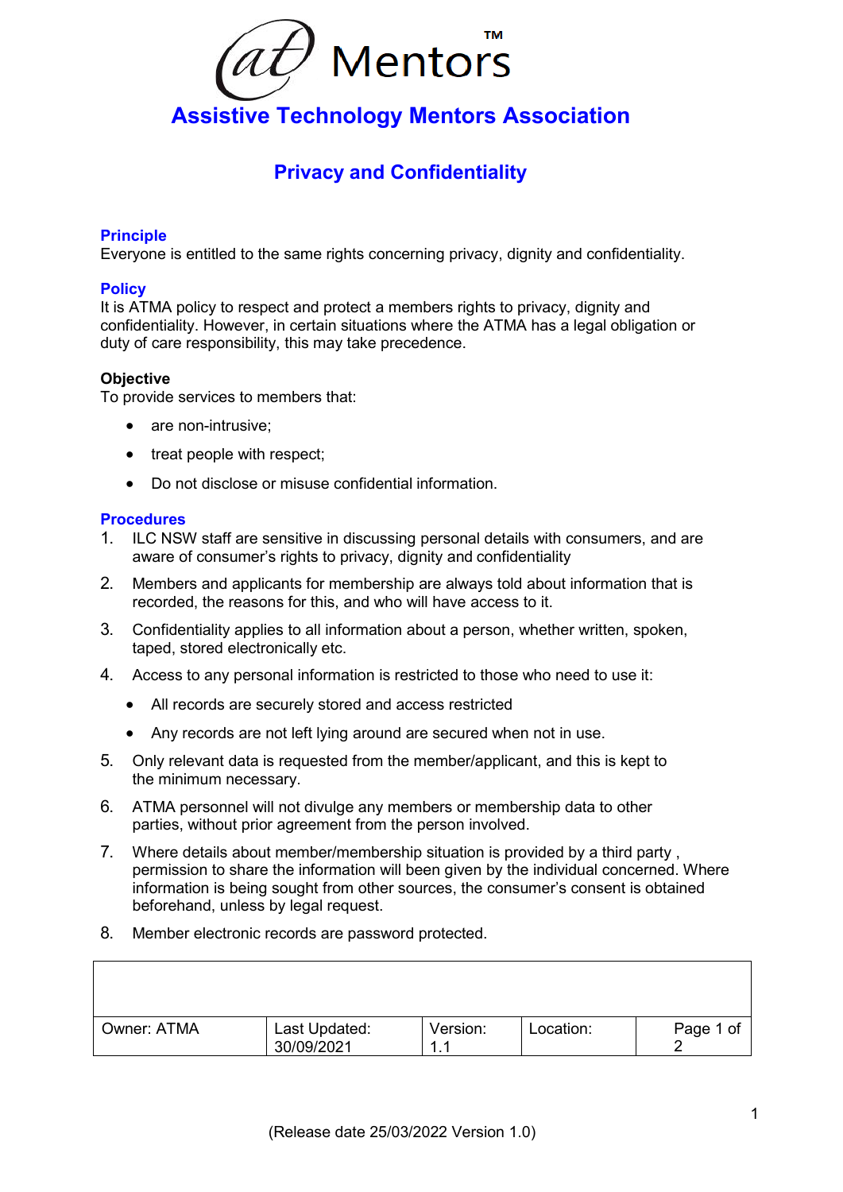# Mentors™

## Assistive Technology Mentors Association

## Privacy and Confidentiality

### Principle

Everyone is entitled to the same rights concerning privacy, dignity and confidentiality.

### Policy

It is ATMA policy to respect and protect a members rights to privacy, dignity and confidentiality. However, in certain situations where the ATMA has a legal obligation or duty of care responsibility, this may take precedence.

**Objective**

To provide services to members that:

- are non-intrusive;
- treat people with respect;
- Do not disclose or misuse confidential information.

### Procedures

1. ILC NSW staff are sensitive in discussing personal details with consumers, and are aware of consumer's rights to privacy, dignity and confidentiality
2. Members and applicants for membership are always told about information that is recorded, the reasons for this, and who will have access to it.
3. Confidentiality applies to all information about a person, whether written, spoken, taped, stored electronically etc.
4. Access to any personal information is restricted to those who need to use it:
   - All records are securely stored and access restricted
   - Any records are not left lying around are secured when not in use.
5. Only relevant data is requested from the member/applicant, and this is kept to the minimum necessary.
6. ATMA personnel will not divulge any members or membership data to other parties, without prior agreement from the person involved.
7. Where details about member/membership situation is provided by a third party , permission to share the information will been given by the individual concerned. Where information is being sought from other sources, the consumer's consent is obtained beforehand, unless by legal request.
8. Member electronic records are password protected.

| Owner: ATMA | Last Updated: 30/09/2021 | Version: 1.1 | Location: | Page 1 of 2 |
|---|---|---|---|---|

(Release date 25/03/2022 Version 1.0)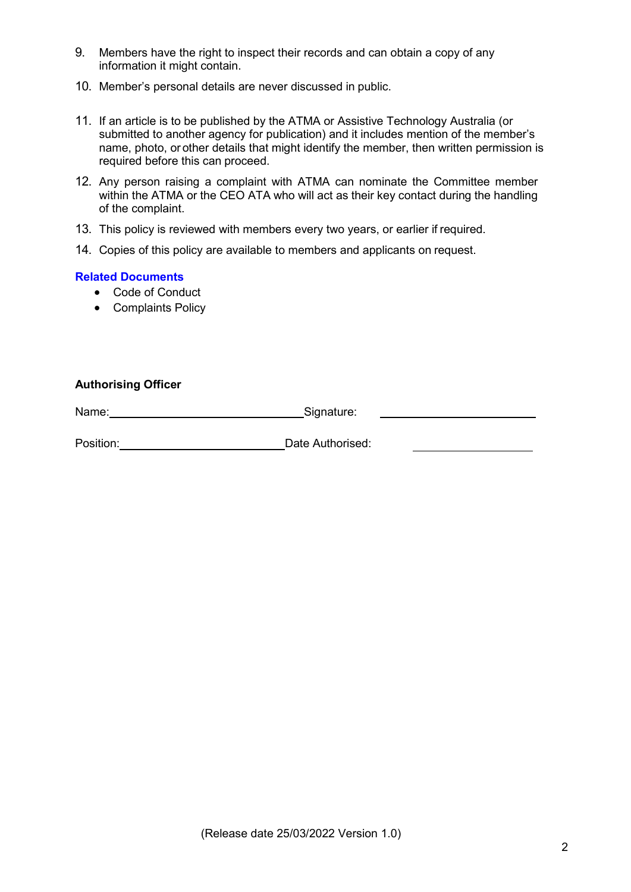9. Members have the right to inspect their records and can obtain a copy of any information it might contain.
10. Member's personal details are never discussed in public.
11. If an article is to be published by the ATMA or Assistive Technology Australia (or submitted to another agency for publication) and it includes mention of the member's name, photo, or other details that might identify the member, then written permission is required before this can proceed.
12. Any person raising a complaint with ATMA can nominate the Committee member within the ATMA or the CEO ATA who will act as their key contact during the handling of the complaint.
13. This policy is reviewed with members every two years, or earlier if required.
14. Copies of this policy are available to members and applicants on request.

**Related Documents**

- Code of Conduct
- Complaints Policy

**Authorising Officer**

Name: ______________________ Signature: ______________________

Position: ______________________ Date Authorised: ______________________

(Release date 25/03/2022 Version 1.0)